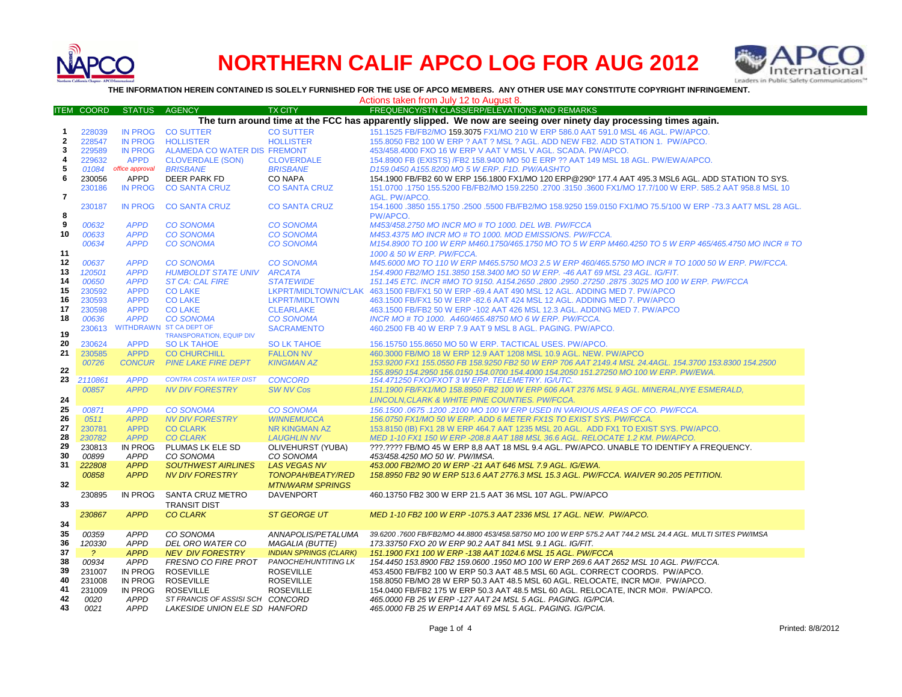# NORTHERN CALIF APCO LOG FOR AUG 2012

**THE INFORMATION HEREIN CONTAINED IS SOLELY FURNISHED FOR THE USE OF APCO MEMBERS. ANY OTHER USE MAY CONSTITUTE COPYRIGHT INFRINGEMENT.**

Actions taken from July 12 to August 8.

| ITEM | COORD | STATUS | AGENCY | TX CITY | FREQUENCY/STN CLASS/ERP/ELEVATIONS AND REMARKS |
|---|---|---|---|---|---|
| | | | | | **The turn around time at the FCC has apparently slipped. We now are seeing over ninety day processing times again.** |
| 1 | 228039 | IN PROG | CO SUTTER | CO SUTTER | 151.1525 FB/FB2/MO 159.3075 FX1/MO 210 W ERP 586.0 AAT 591.0 MSL 46 AGL. PW/APCO. |
| 2 | 228547 | IN PROG | HOLLISTER | HOLLISTER | 155.8050 FB2 100 W ERP ? AAT ? MSL ? AGL. ADD NEW FB2. ADD STATION 1. PW/APCO. |
| 3 | 229589 | IN PROG | ALAMEDA CO WATER DIS | FREMONT | 453/458.4000 FXO 16 W ERP V AAT V MSL V AGL. SCADA. PW/APCO. |
| 4 | 229632 | APPD | CLOVERDALE (SON) | CLOVERDALE | 154.8900 FB (EXISTS) /FB2 158.9400 MO 50 E ERP ?? AAT 149 MSL 18 AGL. PW/EWA/APCO. |
| 5 | *01084* | *office approval* | *BRISBANE* | *BRISBANE* | *D159.0450 A155.8200 MO 5 W ERP. F1D. PW/AASHTO* |
| 6 | 230056 | APPD | DEER PARK FD | CO NAPA | 154.1900 FB/FB2 60 W ERP 156.1800 FX1/MO 120 ERP@290º 177.4 AAT 495.3 MSL6 AGL. ADD STATION TO SYS. |
| 7 | 230186 | IN PROG | CO SANTA CRUZ | CO SANTA CRUZ | 151.0700 .1750 155.5200 FB/FB2/MO 159.2250 .2700 .3150 .3600 FX1/MO 17.7/100 W ERP. 585.2 AAT 958.8 MSL 10 AGL. PW/APCO. |
| 8 | 230187 | IN PROG | CO SANTA CRUZ | CO SANTA CRUZ | 154.1600 .3850 155.1750 .2500 .5500 FB/FB2/MO 158.9250 159.0150 FX1/MO 75.5/100 W ERP -73.3 AAT7 MSL 28 AGL. PW/APCO. |
| 9 | *00632* | *APPD* | *CO SONOMA* | *CO SONOMA* | *M453/458.2750 MO INCR MO # TO 1000. DEL WB. PW/FCCA* |
| 10 | *00633* | *APPD* | *CO SONOMA* | *CO SONOMA* | *M453.4375 MO INCR MO # TO 1000. MOD EMISSIONS. PW/FCCA.* |
| 11 | *00634* | *APPD* | *CO SONOMA* | *CO SONOMA* | *M154.8900 TO 100 W ERP M460.1750/465.1750 MO TO 5 W ERP M460.4250 TO 5 W ERP 465/465.4750 MO INCR # TO 1000 & 50 W ERP. PW/FCCA.* |
| 12 | *00637* | *APPD* | *CO SONOMA* | *CO SONOMA* | *M45.6000 MO TO 110 W ERP M465.5750 MO3 2.5 W ERP 460/465.5750 MO INCR # TO 1000 50 W ERP. PW/FCCA.* |
| 13 | *120501* | *APPD* | *HUMBOLDT STATE UNIV* | *ARCATA* | *154.4900 FB2/MO 151.3850 158.3400 MO 50 W ERP. -46 AAT 69 MSL 23 AGL. IG/FIT.* |
| 14 | *00650* | *APPD* | *ST CA: CAL FIRE* | *STATEWIDE* | *151.145 ETC. INCR #MO TO 9150. A154.2650 .2800 .2950 .27250 .2875 .3025 MO 100 W ERP. PW/FCCA* |
| 15 | 230592 | APPD | CO LAKE | LKPRT/MIDLTOWN/C'LAK | 463.1500 FB/FX1 50 W ERP -69.4 AAT 490 MSL 12 AGL. ADDING MED 7. PW/APCO |
| 16 | 230593 | APPD | CO LAKE | LKPRT/MIDLTOWN | 463.1500 FB/FX1 50 W ERP -82.6 AAT 424 MSL 12 AGL. ADDING MED 7. PW/APCO |
| 17 | 230598 | APPD | CO LAKE | CLEARLAKE | 463.1500 FB/FB2 50 W ERP -102 AAT 426 MSL 12.3 AGL. ADDING MED 7. PW/APCO |
| 18 | *00636* | *APPD* | *CO SONOMA* | *CO SONOMA* | *INCR MO # TO 1000. A460/465.48750 MO 6 W ERP. PW/FCCA.* |
| 19 | 230613 | WITHDRAWN | ST CA DEPT OF TRANSPORATION, EQUIP DIV | SACRAMENTO | 460.2500 FB 40 W ERP 7.9 AAT 9 MSL 8 AGL. PAGING. PW/APCO. |
| 20 | 230624 | APPD | SO LK TAHOE | SO LK TAHOE | 156.15750 155.8650 MO 50 W ERP. TACTICAL USES. PW/APCO. |
| 21 | 230585 | APPD | CO CHURCHILL | FALLON NV | 460.3000 FB/MO 18 W ERP 12.9 AAT 1208 MSL 10.9 AGL. NEW. PW/APCO |
| 22 | *00726* | *CONCUR* | *PINE LAKE FIRE DEPT* | *KINGMAN AZ* | *153.9200 FX1 155.0550 FB 158.9250 FB2 50 W ERP 706 AAT 2149.4 MSL 24.4AGL. 154.3700 153.8300 154.2500 155.8950 154.2950 156.0150 154.0700 154.4000 154.2050 151.27250 MO 100 W ERP. PW/EWA.* |
| 23 | *2110861* | *APPD* | *CONTRA COSTA WATER DIST* | *CONCORD* | *154.471250 FXO/FXOT 3 W ERP. TELEMETRY. IG/UTC.* |
| 24 | *00857* | *APPD* | *NV DIV FORESTRY* | *SW NV Cos* | *151.1900 FB/FX1/MO 158.8950 FB2 100 W ERP 606 AAT 2376 MSL 9 AGL. MINERAL,NYE ESMERALD, LINCOLN,CLARK & WHITE PINE COUNTIES. PW/FCCA.* |
| 25 | *00871* | *APPD* | *CO SONOMA* | *CO SONOMA* | *156.1500 .0675 .1200 .2100 MO 100 W ERP USED IN VARIOUS AREAS OF CO. PW/FCCA.* |
| 26 | *0511* | *APPD* | *NV DIV FORESTRY* | *WINNEMUCCA* | *156.0750 FX1/MO 50 W ERP. ADD 6 METER FX1S TO EXIST SYS. PW/FCCA.* |
| 27 | 230781 | APPD | CO CLARK | NR KINGMAN AZ | 153.8150 (IB) FX1 28 W ERP 464.7 AAT 1235 MSL 20 AGL. ADD FX1 TO EXIST SYS. PW/APCO. |
| 28 | *230782* | *APPD* | *CO CLARK* | *LAUGHLIN NV* | *MED 1-10 FX1 150 W ERP -208.8 AAT 188 MSL 36.6 AGL. RELOCATE 1.2 KM. PW/APCO.* |
| 29 | 230813 | IN PROG | PLUMAS LK ELE SD | OLIVEHURST (YUBA) | ???.???? FB/MO 45 W ERP 8,8 AAT 18 MSL 9.4 AGL. PW/APCO. UNABLE TO IDENTIFY A FREQUENCY. |
| 30 | *00899* | *APPD* | *CO SONOMA* | *CO SONOMA* | *453/458.4250 MO 50 W. PW/IMSA.* |
| 31 | *222808* | *APPD* | *SOUTHWEST AIRLINES* | *LAS VEGAS NV* | *453.000 FB2/MO 20 W ERP -21 AAT 646 MSL 7.9 AGL. IG/EWA.* |
| 32 | *00858* | *APPD* | *NV DIV FORESTRY* | *TONOPAH/BEATY/RED MTN/WARM SPRINGS* | *158.8950 FB2 90 W ERP 513.6 AAT 2776.3 MSL 15.3 AGL. PW/FCCA. WAIVER 90.205 PETITION.* |
| 33 | 230895 | IN PROG | SANTA CRUZ METRO TRANSIT DIST | DAVENPORT | 460.13750 FB2 300 W ERP 21.5 AAT 36 MSL 107 AGL. PW/APCO |
| 34 | *230867* | *APPD* | *CO CLARK* | *ST GEORGE UT* | *MED 1-10 FB2 100 W ERP -1075.3 AAT 2336 MSL 17 AGL. NEW. PW/APCO.* |
| 35 | *00359* | *APPD* | *CO SONOMA* | *ANNAPOLIS/PETALUMA* | *39.6200 .7600 FB/FB2/MO 44.8800 453/458.58750 MO 100 W ERP 575.2 AAT 744.2 MSL 24.4 AGL. MULTI SITES PW/IMSA* |
| 36 | *120330* | *APPD* | *DEL ORO WATER CO* | *MAGALIA (BUTTE)* | *173.33750 FXO 20 W ERP 90.2 AAT 841 MSL 9.1 AGL. IG/FIT.* |
| 37 | *?* | *APPD* | *NEV DIV FORESTRY* | *INDIAN SPRINGS (CLARK)* | *151.1900 FX1 100 W ERP -138 AAT 1024.6 MSL 15 AGL. PW/FCCA* |
| 38 | *00934* | *APPD* | *FRESNO CO FIRE PROT* | *PANOCHE/HUNTITING LK* | *154.4450 153.8900 FB2 159.0600 .1950 MO 100 W ERP 269.6 AAT 2652 MSL 10 AGL. PW/FCCA.* |
| 39 | 231007 | IN PROG | ROSEVILLE | ROSEVILLE | 453.4500 FB/FB2 100 W ERP 50.3 AAT 48.5 MSL 60 AGL. CORRECT COORDS. PW/APCO. |
| 40 | 231008 | IN PROG | ROSEVILLE | ROSEVILLE | 158.8050 FB/MO 28 W ERP 50.3 AAT 48.5 MSL 60 AGL. RELOCATE, INCR MO#. PW/APCO. |
| 41 | 231009 | IN PROG | ROSEVILLE | ROSEVILLE | 154.0400 FB/FB2 175 W ERP 50.3 AAT 48.5 MSL 60 AGL. RELOCATE, INCR MO#. PW/APCO. |
| 42 | *0020* | *APPD* | *ST FRANCIS OF ASSISI SCH* | *CONCORD* | *465.0000 FB 25 W ERP -127 AAT 24 MSL 5 AGL. PAGING. IG/PCIA.* |
| 43 | *0021* | *APPD* | *LAKESIDE UNION ELE SD* | *HANFORD* | *465.0000 FB 25 W ERP14 AAT 69 MSL 5 AGL. PAGING. IG/PCIA.* |

Printed: 8/8/2012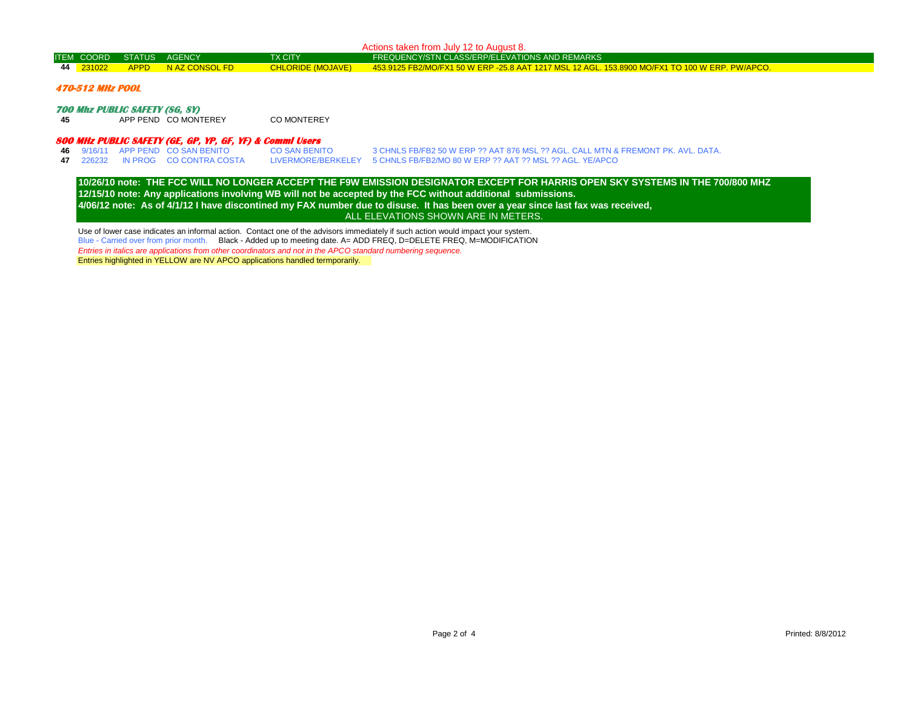Actions taken from July 12 to August 8.

| ITEM | COORD | STATUS | AGENCY | TX CITY | FREQUENCY/STN CLASS/ERP/ELEVATIONS AND REMARKS |
|---|---|---|---|---|---|
| 44 | 231022 | APPD | N AZ CONSOL FD | CHLORIDE (MOJAVE) | 453.9125 FB2/MO/FX1 50 W ERP -25.8 AAT 1217 MSL 12 AGL. 153.8900 MO/FX1 TO 100 W ERP. PW/APCO. |
| ***470-512 MHz POOL*** | | | | | |
| ***700 Mhz PUBLIC SAFETY (SG, SY)*** | | | | | |
| 45 | | APP PEND | CO MONTEREY | CO MONTEREY | |
| ***800 MHz PUBLIC SAFETY (GE, GP, YP, GF, YF) & Comml Users*** | | | | | |
| 46 | 9/16/11 | APP PEND | CO SAN BENITO | CO SAN BENITO | 3 CHNLS FB/FB2 50 W ERP ?? AAT 876 MSL ?? AGL. CALL MTN & FREMONT PK. AVL. DATA. |
| 47 | 226232 | IN PROG | CO CONTRA COSTA | LIVERMORE/BERKELEY | 5 CHNLS FB/FB2/MO 80 W ERP ?? AAT ?? MSL ?? AGL. YE/APCO |

**10/26/10 note: THE FCC WILL NO LONGER ACCEPT THE F9W EMISSION DESIGNATOR EXCEPT FOR HARRIS OPEN SKY SYSTEMS IN THE 700/800 MHZ**
**12/15/10 note: Any applications involving WB will not be accepted by the FCC without additional submissions.**
**4/06/12 note: As of 4/1/12 I have discontinued my FAX number due to disuse. It has been over a year since last fax was received,**
ALL ELEVATIONS SHOWN ARE IN METERS.

Use of lower case indicates an informal action. Contact one of the advisors immediately if such action would impact your system.
Blue - Carried over from prior month. Black - Added up to meeting date. A= ADD FREQ, D=DELETE FREQ, M=MODIFICATION
*Entries in italics are applications from other coordinators and not in the APCO standard numbering sequence.*
Entries highlighted in YELLOW are NV APCO applications handled termporarily.

Printed: 8/8/2012